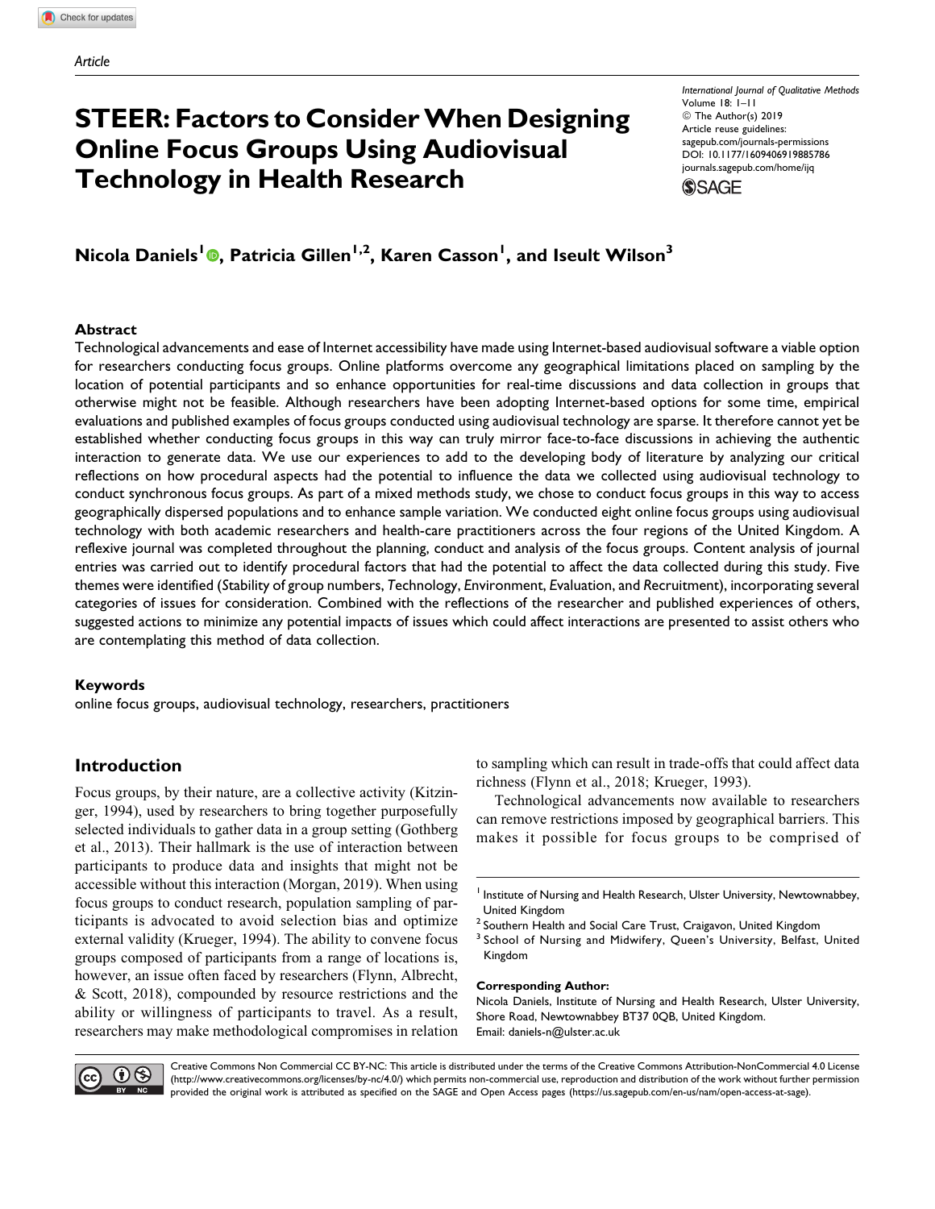Article

# STEER: Factors to Consider When Designing Online Focus Groups Using Audiovisual Technology in Health Research

**Nicola Daniels[1], Patricia Gillen[1,2], Karen Casson[1], and Iseult Wilson[3]**

## Abstract

Technological advancements and ease of Internet accessibility have made using Internet-based audiovisual software a viable option for researchers conducting focus groups. Online platforms overcome any geographical limitations placed on sampling by the location of potential participants and so enhance opportunities for real-time discussions and data collection in groups that otherwise might not be feasible. Although researchers have been adopting Internet-based options for some time, empirical evaluations and published examples of focus groups conducted using audiovisual technology are sparse. It therefore cannot yet be established whether conducting focus groups in this way can truly mirror face-to-face discussions in achieving the authentic interaction to generate data. We use our experiences to add to the developing body of literature by analyzing our critical reflections on how procedural aspects had the potential to influence the data we collected using audiovisual technology to conduct synchronous focus groups. As part of a mixed methods study, we chose to conduct focus groups in this way to access geographically dispersed populations and to enhance sample variation. We conducted eight online focus groups using audiovisual technology with both academic researchers and health-care practitioners across the four regions of the United Kingdom. A reflexive journal was completed throughout the planning, conduct and analysis of the focus groups. Content analysis of journal entries was carried out to identify procedural factors that had the potential to affect the data collected during this study. Five themes were identified (*S*tability of group numbers, *T*echnology, *E*nvironment, *E*valuation, and *R*ecruitment), incorporating several categories of issues for consideration. Combined with the reflections of the researcher and published experiences of others, suggested actions to minimize any potential impacts of issues which could affect interactions are presented to assist others who are contemplating this method of data collection.

### Keywords

online focus groups, audiovisual technology, researchers, practitioners

## Introduction

Focus groups, by their nature, are a collective activity (Kitzinger, 1994), used by researchers to bring together purposefully selected individuals to gather data in a group setting (Gothberg et al., 2013). Their hallmark is the use of interaction between participants to produce data and insights that might not be accessible without this interaction (Morgan, 2019). When using focus groups to conduct research, population sampling of participants is advocated to avoid selection bias and optimize external validity (Krueger, 1994). The ability to convene focus groups composed of participants from a range of locations is, however, an issue often faced by researchers (Flynn, Albrecht, & Scott, 2018), compounded by resource restrictions and the ability or willingness of participants to travel. As a result, researchers may make methodological compromises in relation to sampling which can result in trade-offs that could affect data richness (Flynn et al., 2018; Krueger, 1993).

Technological advancements now available to researchers can remove restrictions imposed by geographical barriers. This makes it possible for focus groups to be comprised of

---

[1] Institute of Nursing and Health Research, Ulster University, Newtownabbey, United Kingdom
[2] Southern Health and Social Care Trust, Craigavon, United Kingdom
[3] School of Nursing and Midwifery, Queen's University, Belfast, United Kingdom

**Corresponding Author:**
Nicola Daniels, Institute of Nursing and Health Research, Ulster University, Shore Road, Newtownabbey BT37 0QB, United Kingdom.
Email: daniels-n@ulster.ac.uk

Creative Commons Non Commercial CC BY-NC: This article is distributed under the terms of the Creative Commons Attribution-NonCommercial 4.0 License (http://www.creativecommons.org/licenses/by-nc/4.0/) which permits non-commercial use, reproduction and distribution of the work without further permission provided the original work is attributed as specified on the SAGE and Open Access pages (https://us.sagepub.com/en-us/nam/open-access-at-sage).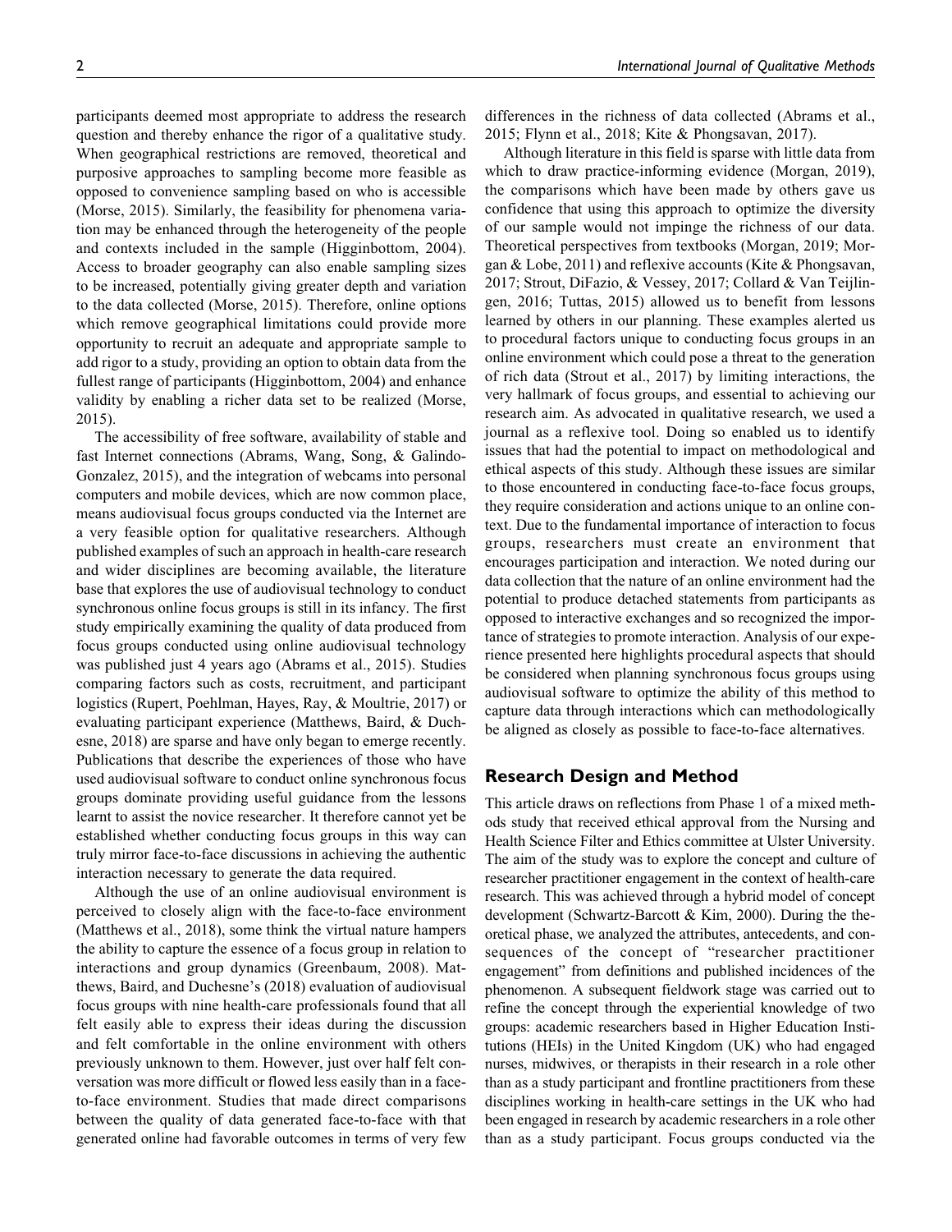participants deemed most appropriate to address the research question and thereby enhance the rigor of a qualitative study. When geographical restrictions are removed, theoretical and purposive approaches to sampling become more feasible as opposed to convenience sampling based on who is accessible (Morse, 2015). Similarly, the feasibility for phenomena variation may be enhanced through the heterogeneity of the people and contexts included in the sample (Higginbottom, 2004). Access to broader geography can also enable sampling sizes to be increased, potentially giving greater depth and variation to the data collected (Morse, 2015). Therefore, online options which remove geographical limitations could provide more opportunity to recruit an adequate and appropriate sample to add rigor to a study, providing an option to obtain data from the fullest range of participants (Higginbottom, 2004) and enhance validity by enabling a richer data set to be realized (Morse, 2015).

The accessibility of free software, availability of stable and fast Internet connections (Abrams, Wang, Song, & Galindo-Gonzalez, 2015), and the integration of webcams into personal computers and mobile devices, which are now common place, means audiovisual focus groups conducted via the Internet are a very feasible option for qualitative researchers. Although published examples of such an approach in health-care research and wider disciplines are becoming available, the literature base that explores the use of audiovisual technology to conduct synchronous online focus groups is still in its infancy. The first study empirically examining the quality of data produced from focus groups conducted using online audiovisual technology was published just 4 years ago (Abrams et al., 2015). Studies comparing factors such as costs, recruitment, and participant logistics (Rupert, Poehlman, Hayes, Ray, & Moultrie, 2017) or evaluating participant experience (Matthews, Baird, & Duchesne, 2018) are sparse and have only began to emerge recently. Publications that describe the experiences of those who have used audiovisual software to conduct online synchronous focus groups dominate providing useful guidance from the lessons learnt to assist the novice researcher. It therefore cannot yet be established whether conducting focus groups in this way can truly mirror face-to-face discussions in achieving the authentic interaction necessary to generate the data required.

Although the use of an online audiovisual environment is perceived to closely align with the face-to-face environment (Matthews et al., 2018), some think the virtual nature hampers the ability to capture the essence of a focus group in relation to interactions and group dynamics (Greenbaum, 2008). Matthews, Baird, and Duchesne's (2018) evaluation of audiovisual focus groups with nine health-care professionals found that all felt easily able to express their ideas during the discussion and felt comfortable in the online environment with others previously unknown to them. However, just over half felt conversation was more difficult or flowed less easily than in a face-to-face environment. Studies that made direct comparisons between the quality of data generated face-to-face with that generated online had favorable outcomes in terms of very few differences in the richness of data collected (Abrams et al., 2015; Flynn et al., 2018; Kite & Phongsavan, 2017).

Although literature in this field is sparse with little data from which to draw practice-informing evidence (Morgan, 2019), the comparisons which have been made by others gave us confidence that using this approach to optimize the diversity of our sample would not impinge the richness of our data. Theoretical perspectives from textbooks (Morgan, 2019; Morgan & Lobe, 2011) and reflexive accounts (Kite & Phongsavan, 2017; Strout, DiFazio, & Vessey, 2017; Collard & Van Teijlingen, 2016; Tuttas, 2015) allowed us to benefit from lessons learned by others in our planning. These examples alerted us to procedural factors unique to conducting focus groups in an online environment which could pose a threat to the generation of rich data (Strout et al., 2017) by limiting interactions, the very hallmark of focus groups, and essential to achieving our research aim. As advocated in qualitative research, we used a journal as a reflexive tool. Doing so enabled us to identify issues that had the potential to impact on methodological and ethical aspects of this study. Although these issues are similar to those encountered in conducting face-to-face focus groups, they require consideration and actions unique to an online context. Due to the fundamental importance of interaction to focus groups, researchers must create an environment that encourages participation and interaction. We noted during our data collection that the nature of an online environment had the potential to produce detached statements from participants as opposed to interactive exchanges and so recognized the importance of strategies to promote interaction. Analysis of our experience presented here highlights procedural aspects that should be considered when planning synchronous focus groups using audiovisual software to optimize the ability of this method to capture data through interactions which can methodologically be aligned as closely as possible to face-to-face alternatives.

## Research Design and Method

This article draws on reflections from Phase 1 of a mixed methods study that received ethical approval from the Nursing and Health Science Filter and Ethics committee at Ulster University. The aim of the study was to explore the concept and culture of researcher practitioner engagement in the context of health-care research. This was achieved through a hybrid model of concept development (Schwartz-Barcott & Kim, 2000). During the theoretical phase, we analyzed the attributes, antecedents, and consequences of the concept of "researcher practitioner engagement" from definitions and published incidences of the phenomenon. A subsequent fieldwork stage was carried out to refine the concept through the experiential knowledge of two groups: academic researchers based in Higher Education Institutions (HEIs) in the United Kingdom (UK) who had engaged nurses, midwives, or therapists in their research in a role other than as a study participant and frontline practitioners from these disciplines working in health-care settings in the UK who had been engaged in research by academic researchers in a role other than as a study participant. Focus groups conducted via the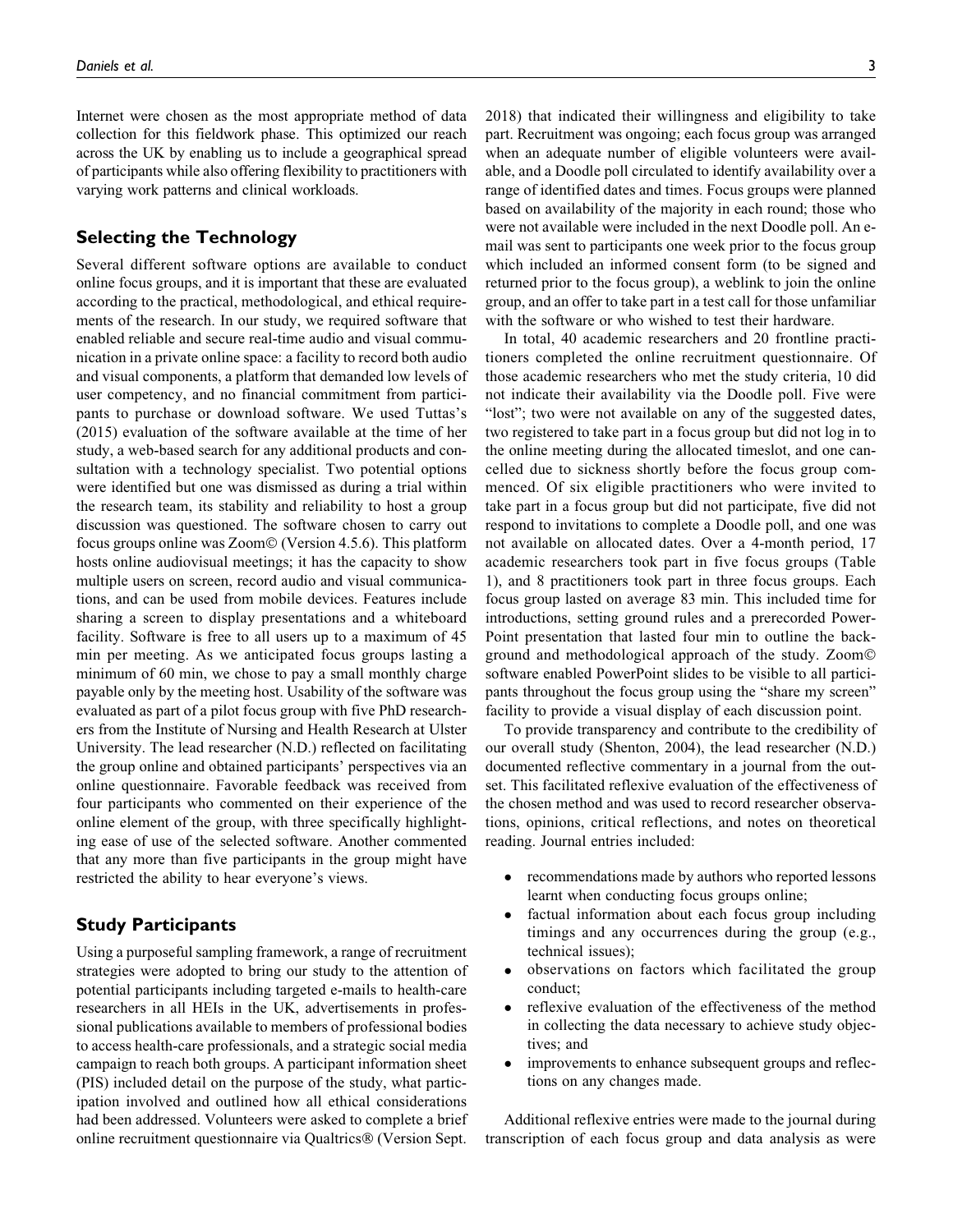Internet were chosen as the most appropriate method of data collection for this fieldwork phase. This optimized our reach across the UK by enabling us to include a geographical spread of participants while also offering flexibility to practitioners with varying work patterns and clinical workloads.

## Selecting the Technology

Several different software options are available to conduct online focus groups, and it is important that these are evaluated according to the practical, methodological, and ethical requirements of the research. In our study, we required software that enabled reliable and secure real-time audio and visual communication in a private online space: a facility to record both audio and visual components, a platform that demanded low levels of user competency, and no financial commitment from participants to purchase or download software. We used Tuttas's (2015) evaluation of the software available at the time of her study, a web-based search for any additional products and consultation with a technology specialist. Two potential options were identified but one was dismissed as during a trial within the research team, its stability and reliability to host a group discussion was questioned. The software chosen to carry out focus groups online was Zoom© (Version 4.5.6). This platform hosts online audiovisual meetings; it has the capacity to show multiple users on screen, record audio and visual communications, and can be used from mobile devices. Features include sharing a screen to display presentations and a whiteboard facility. Software is free to all users up to a maximum of 45 min per meeting. As we anticipated focus groups lasting a minimum of 60 min, we chose to pay a small monthly charge payable only by the meeting host. Usability of the software was evaluated as part of a pilot focus group with five PhD researchers from the Institute of Nursing and Health Research at Ulster University. The lead researcher (N.D.) reflected on facilitating the group online and obtained participants' perspectives via an online questionnaire. Favorable feedback was received from four participants who commented on their experience of the online element of the group, with three specifically highlighting ease of use of the selected software. Another commented that any more than five participants in the group might have restricted the ability to hear everyone's views.

## Study Participants

Using a purposeful sampling framework, a range of recruitment strategies were adopted to bring our study to the attention of potential participants including targeted e-mails to health-care researchers in all HEIs in the UK, advertisements in professional publications available to members of professional bodies to access health-care professionals, and a strategic social media campaign to reach both groups. A participant information sheet (PIS) included detail on the purpose of the study, what participation involved and outlined how all ethical considerations had been addressed. Volunteers were asked to complete a brief online recruitment questionnaire via Qualtrics® (Version Sept. 2018) that indicated their willingness and eligibility to take part. Recruitment was ongoing; each focus group was arranged when an adequate number of eligible volunteers were available, and a Doodle poll circulated to identify availability over a range of identified dates and times. Focus groups were planned based on availability of the majority in each round; those who were not available were included in the next Doodle poll. An e-mail was sent to participants one week prior to the focus group which included an informed consent form (to be signed and returned prior to the focus group), a weblink to join the online group, and an offer to take part in a test call for those unfamiliar with the software or who wished to test their hardware.

In total, 40 academic researchers and 20 frontline practitioners completed the online recruitment questionnaire. Of those academic researchers who met the study criteria, 10 did not indicate their availability via the Doodle poll. Five were "lost"; two were not available on any of the suggested dates, two registered to take part in a focus group but did not log in to the online meeting during the allocated timeslot, and one cancelled due to sickness shortly before the focus group commenced. Of six eligible practitioners who were invited to take part in a focus group but did not participate, five did not respond to invitations to complete a Doodle poll, and one was not available on allocated dates. Over a 4-month period, 17 academic researchers took part in five focus groups (Table 1), and 8 practitioners took part in three focus groups. Each focus group lasted on average 83 min. This included time for introductions, setting ground rules and a prerecorded PowerPoint presentation that lasted four min to outline the background and methodological approach of the study. Zoom© software enabled PowerPoint slides to be visible to all participants throughout the focus group using the "share my screen" facility to provide a visual display of each discussion point.

To provide transparency and contribute to the credibility of our overall study (Shenton, 2004), the lead researcher (N.D.) documented reflective commentary in a journal from the outset. This facilitated reflexive evaluation of the effectiveness of the chosen method and was used to record researcher observations, opinions, critical reflections, and notes on theoretical reading. Journal entries included:

- recommendations made by authors who reported lessons learnt when conducting focus groups online;
- factual information about each focus group including timings and any occurrences during the group (e.g., technical issues);
- observations on factors which facilitated the group conduct;
- reflexive evaluation of the effectiveness of the method in collecting the data necessary to achieve study objectives; and
- improvements to enhance subsequent groups and reflections on any changes made.

Additional reflexive entries were made to the journal during transcription of each focus group and data analysis as were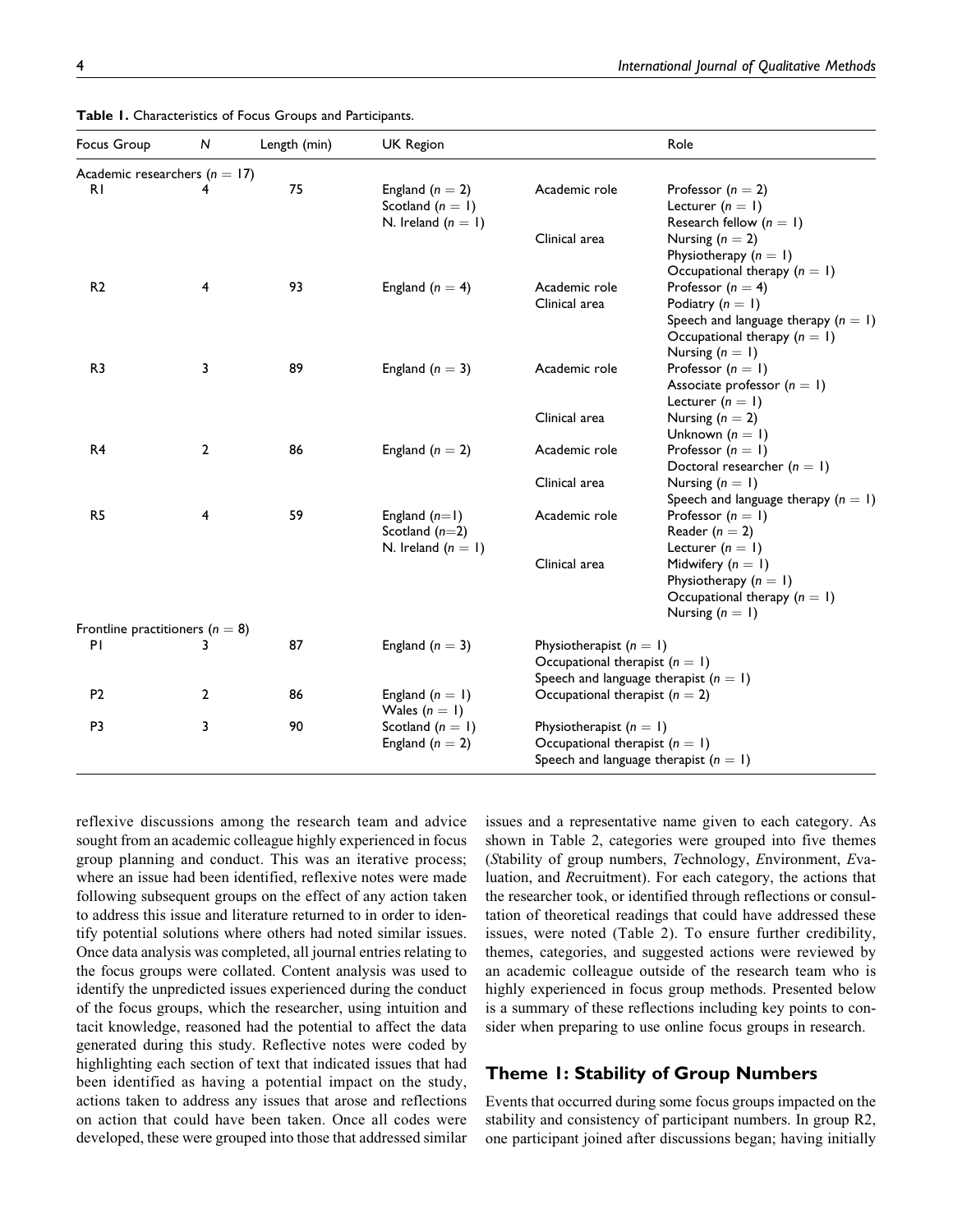**Table 1.** Characteristics of Focus Groups and Participants.

| Focus Group | N | Length (min) | UK Region | Role | |
|---|---|---|---|---|---|
| Academic researchers ($n = 17$) | | | | | |
| R1 | 4 | 75 | England ($n = 2$)<br>Scotland ($n = 1$)<br>N. Ireland ($n = 1$) | Academic role | Professor ($n = 2$)<br>Lecturer ($n = 1$)<br>Research fellow ($n = 1$) |
| | | | | Clinical area | Nursing ($n = 2$)<br>Physiotherapy ($n = 1$)<br>Occupational therapy ($n = 1$) |
| R2 | 4 | 93 | England ($n = 4$) | Academic role | Professor ($n = 4$) |
| | | | | Clinical area | Podiatry ($n = 1$)<br>Speech and language therapy ($n = 1$)<br>Occupational therapy ($n = 1$)<br>Nursing ($n = 1$) |
| R3 | 3 | 89 | England ($n = 3$) | Academic role | Professor ($n = 1$)<br>Associate professor ($n = 1$)<br>Lecturer ($n = 1$) |
| | | | | Clinical area | Nursing ($n = 2$)<br>Unknown ($n = 1$) |
| R4 | 2 | 86 | England ($n = 2$) | Academic role | Professor ($n = 1$)<br>Doctoral researcher ($n = 1$) |
| | | | | Clinical area | Nursing ($n = 1$)<br>Speech and language therapy ($n = 1$) |
| R5 | 4 | 59 | England ($n=1$)<br>Scotland ($n=2$)<br>N. Ireland ($n = 1$) | Academic role | Professor ($n = 1$)<br>Reader ($n = 2$)<br>Lecturer ($n = 1$) |
| | | | | Clinical area | Midwifery ($n = 1$)<br>Physiotherapy ($n = 1$)<br>Occupational therapy ($n = 1$)<br>Nursing ($n = 1$) |
| Frontline practitioners ($n = 8$) | | | | | |
| P1 | 3 | 87 | England ($n = 3$) | Physiotherapist ($n = 1$)<br>Occupational therapist ($n = 1$)<br>Speech and language therapist ($n = 1$) | |
| P2 | 2 | 86 | England ($n = 1$)<br>Wales ($n = 1$) | Occupational therapist ($n = 2$) | |
| P3 | 3 | 90 | Scotland ($n = 1$)<br>England ($n = 2$) | Physiotherapist ($n = 1$)<br>Occupational therapist ($n = 1$)<br>Speech and language therapist ($n = 1$) | |

reflexive discussions among the research team and advice sought from an academic colleague highly experienced in focus group planning and conduct. This was an iterative process; where an issue had been identified, reflexive notes were made following subsequent groups on the effect of any action taken to address this issue and literature returned to in order to identify potential solutions where others had noted similar issues. Once data analysis was completed, all journal entries relating to the focus groups were collated. Content analysis was used to identify the unpredicted issues experienced during the conduct of the focus groups, which the researcher, using intuition and tacit knowledge, reasoned had the potential to affect the data generated during this study. Reflective notes were coded by highlighting each section of text that indicated issues that had been identified as having a potential impact on the study, actions taken to address any issues that arose and reflections on action that could have been taken. Once all codes were developed, these were grouped into those that addressed similar issues and a representative name given to each category. As shown in Table 2, categories were grouped into five themes (*S*tability of group numbers, *T*echnology, *E*nvironment, *E*valuation, and *R*ecruitment). For each category, the actions that the researcher took, or identified through reflections or consultation of theoretical readings that could have addressed these issues, were noted (Table 2). To ensure further credibility, themes, categories, and suggested actions were reviewed by an academic colleague outside of the research team who is highly experienced in focus group methods. Presented below is a summary of these reflections including key points to consider when preparing to use online focus groups in research.

## Theme 1: Stability of Group Numbers

Events that occurred during some focus groups impacted on the stability and consistency of participant numbers. In group R2, one participant joined after discussions began; having initially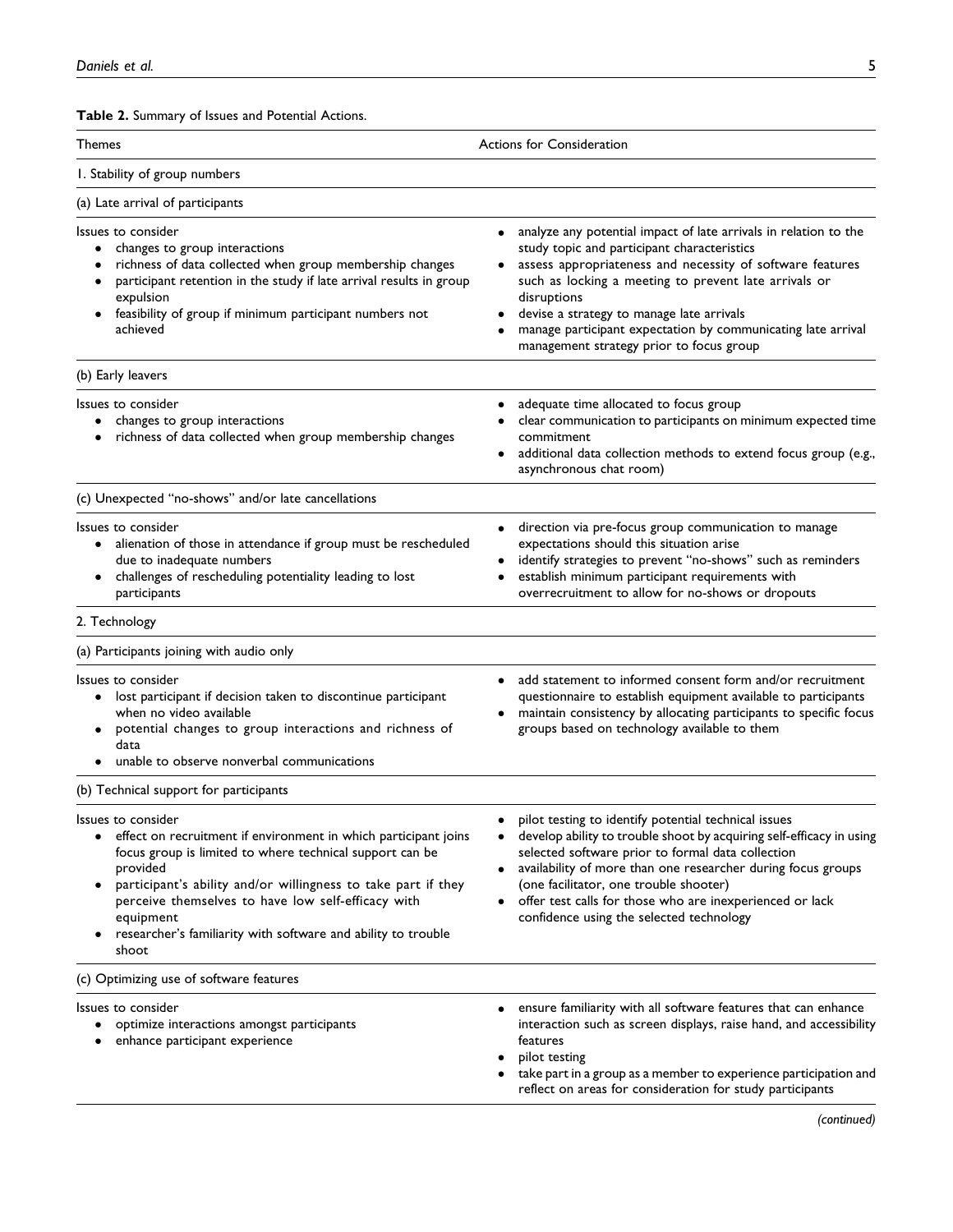**Table 2.** Summary of Issues and Potential Actions.

| Themes | Actions for Consideration |
|---|---|
| 1. Stability of group numbers | |
| (a) Late arrival of participants | |
| Issues to consider<br>• changes to group interactions<br>• richness of data collected when group membership changes<br>• participant retention in the study if late arrival results in group expulsion<br>• feasibility of group if minimum participant numbers not achieved | • analyze any potential impact of late arrivals in relation to the study topic and participant characteristics<br>• assess appropriateness and necessity of software features such as locking a meeting to prevent late arrivals or disruptions<br>• devise a strategy to manage late arrivals<br>• manage participant expectation by communicating late arrival management strategy prior to focus group |
| (b) Early leavers | |
| Issues to consider<br>• changes to group interactions<br>• richness of data collected when group membership changes | • adequate time allocated to focus group<br>• clear communication to participants on minimum expected time commitment<br>• additional data collection methods to extend focus group (e.g., asynchronous chat room) |
| (c) Unexpected "no-shows" and/or late cancellations | |
| Issues to consider<br>• alienation of those in attendance if group must be rescheduled due to inadequate numbers<br>• challenges of rescheduling potentiality leading to lost participants | • direction via pre-focus group communication to manage expectations should this situation arise<br>• identify strategies to prevent "no-shows" such as reminders<br>• establish minimum participant requirements with overrecruitment to allow for no-shows or dropouts |
| 2. Technology | |
| (a) Participants joining with audio only | |
| Issues to consider<br>• lost participant if decision taken to discontinue participant when no video available<br>• potential changes to group interactions and richness of data<br>• unable to observe nonverbal communications | • add statement to informed consent form and/or recruitment questionnaire to establish equipment available to participants<br>• maintain consistency by allocating participants to specific focus groups based on technology available to them |
| (b) Technical support for participants | |
| Issues to consider<br>• effect on recruitment if environment in which participant joins focus group is limited to where technical support can be provided<br>• participant's ability and/or willingness to take part if they perceive themselves to have low self-efficacy with equipment<br>• researcher's familiarity with software and ability to trouble shoot | • pilot testing to identify potential technical issues<br>• develop ability to trouble shoot by acquiring self-efficacy in using selected software prior to formal data collection<br>• availability of more than one researcher during focus groups (one facilitator, one trouble shooter)<br>• offer test calls for those who are inexperienced or lack confidence using the selected technology |
| (c) Optimizing use of software features | |
| Issues to consider<br>• optimize interactions amongst participants<br>• enhance participant experience | • ensure familiarity with all software features that can enhance interaction such as screen displays, raise hand, and accessibility features<br>• pilot testing<br>• take part in a group as a member to experience participation and reflect on areas for consideration for study participants |

*(continued)*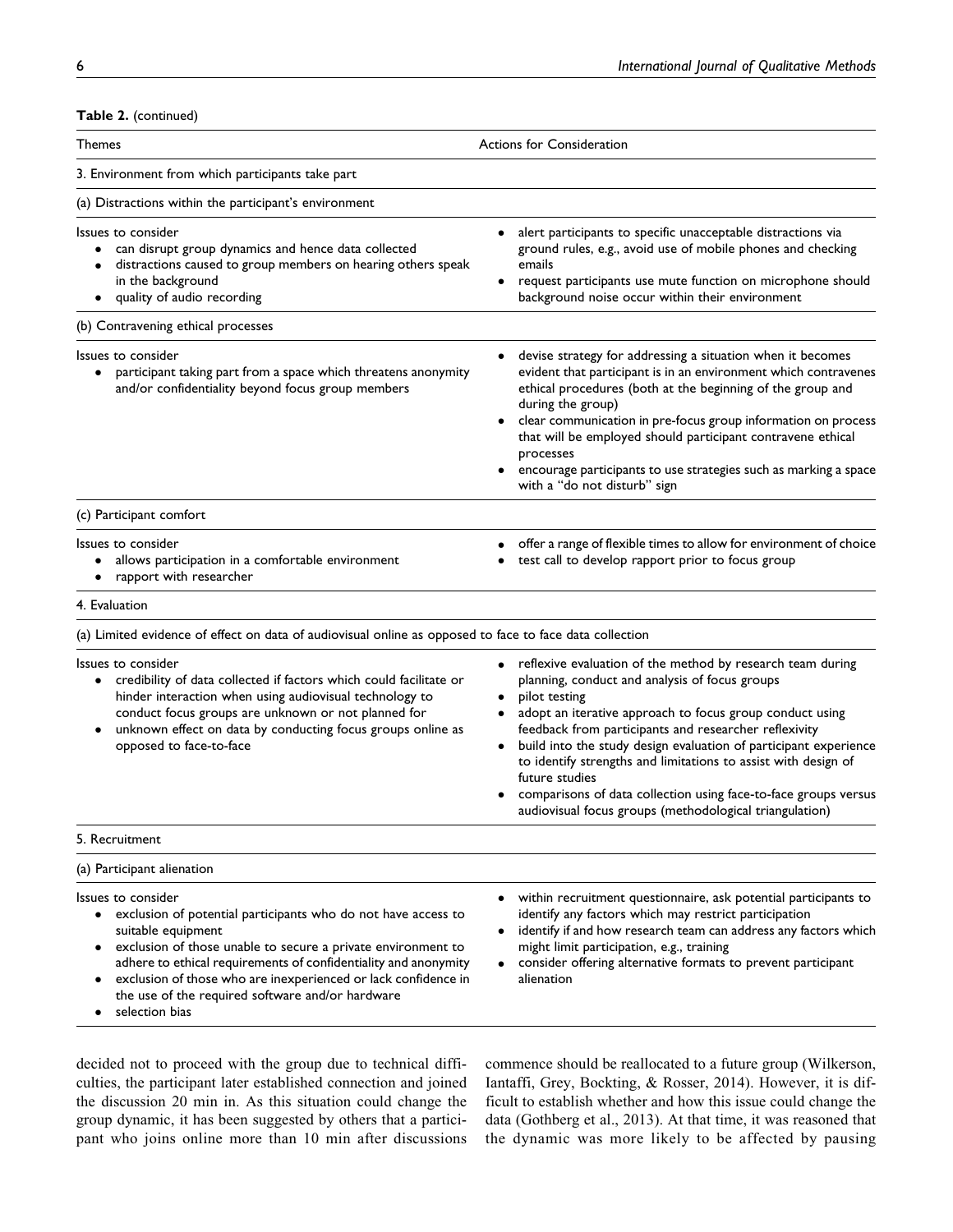**Table 2.** (continued)

| Themes | Actions for Consideration |
|---|---|
| 3. Environment from which participants take part | |
| (a) Distractions within the participant's environment | |
| Issues to consider<br>• can disrupt group dynamics and hence data collected<br>• distractions caused to group members on hearing others speak in the background<br>• quality of audio recording | • alert participants to specific unacceptable distractions via ground rules, e.g., avoid use of mobile phones and checking emails<br>• request participants use mute function on microphone should background noise occur within their environment |
| (b) Contravening ethical processes | |
| Issues to consider<br>• participant taking part from a space which threatens anonymity and/or confidentiality beyond focus group members | • devise strategy for addressing a situation when it becomes evident that participant is in an environment which contravenes ethical procedures (both at the beginning of the group and during the group)<br>• clear communication in pre-focus group information on process that will be employed should participant contravene ethical processes<br>• encourage participants to use strategies such as marking a space with a "do not disturb" sign |
| (c) Participant comfort | |
| Issues to consider<br>• allows participation in a comfortable environment<br>• rapport with researcher | • offer a range of flexible times to allow for environment of choice<br>• test call to develop rapport prior to focus group |
| 4. Evaluation | |
| (a) Limited evidence of effect on data of audiovisual online as opposed to face to face data collection | |
| Issues to consider<br>• credibility of data collected if factors which could facilitate or hinder interaction when using audiovisual technology to conduct focus groups are unknown or not planned for<br>• unknown effect on data by conducting focus groups online as opposed to face-to-face | • reflexive evaluation of the method by research team during planning, conduct and analysis of focus groups<br>• pilot testing<br>• adopt an iterative approach to focus group conduct using feedback from participants and researcher reflexivity<br>• build into the study design evaluation of participant experience to identify strengths and limitations to assist with design of future studies<br>• comparisons of data collection using face-to-face groups versus audiovisual focus groups (methodological triangulation) |
| 5. Recruitment | |
| (a) Participant alienation | |
| Issues to consider<br>• exclusion of potential participants who do not have access to suitable equipment<br>• exclusion of those unable to secure a private environment to adhere to ethical requirements of confidentiality and anonymity<br>• exclusion of those who are inexperienced or lack confidence in the use of the required software and/or hardware<br>• selection bias | • within recruitment questionnaire, ask potential participants to identify any factors which may restrict participation<br>• identify if and how research team can address any factors which might limit participation, e.g., training<br>• consider offering alternative formats to prevent participant alienation |

decided not to proceed with the group due to technical difficulties, the participant later established connection and joined the discussion 20 min in. As this situation could change the group dynamic, it has been suggested by others that a participant who joins online more than 10 min after discussions commence should be reallocated to a future group (Wilkerson, Iantaffi, Grey, Bockting, & Rosser, 2014). However, it is difficult to establish whether and how this issue could change the data (Gothberg et al., 2013). At that time, it was reasoned that the dynamic was more likely to be affected by pausing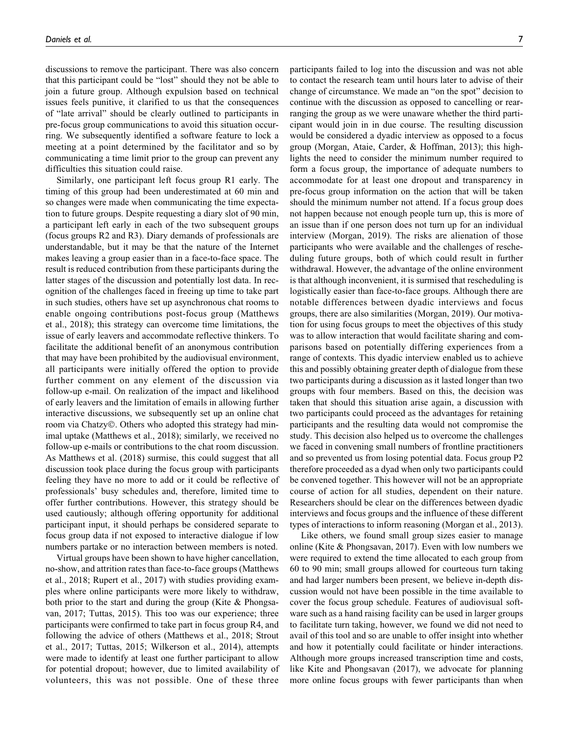discussions to remove the participant. There was also concern that this participant could be "lost" should they not be able to join a future group. Although expulsion based on technical issues feels punitive, it clarified to us that the consequences of "late arrival" should be clearly outlined to participants in pre-focus group communications to avoid this situation occurring. We subsequently identified a software feature to lock a meeting at a point determined by the facilitator and so by communicating a time limit prior to the group can prevent any difficulties this situation could raise.

Similarly, one participant left focus group R1 early. The timing of this group had been underestimated at 60 min and so changes were made when communicating the time expectation to future groups. Despite requesting a diary slot of 90 min, a participant left early in each of the two subsequent groups (focus groups R2 and R3). Diary demands of professionals are understandable, but it may be that the nature of the Internet makes leaving a group easier than in a face-to-face space. The result is reduced contribution from these participants during the latter stages of the discussion and potentially lost data. In recognition of the challenges faced in freeing up time to take part in such studies, others have set up asynchronous chat rooms to enable ongoing contributions post-focus group (Matthews et al., 2018); this strategy can overcome time limitations, the issue of early leavers and accommodate reflective thinkers. To facilitate the additional benefit of an anonymous contribution that may have been prohibited by the audiovisual environment, all participants were initially offered the option to provide further comment on any element of the discussion via follow-up e-mail. On realization of the impact and likelihood of early leavers and the limitation of emails in allowing further interactive discussions, we subsequently set up an online chat room via Chatzy©. Others who adopted this strategy had minimal uptake (Matthews et al., 2018); similarly, we received no follow-up e-mails or contributions to the chat room discussion. As Matthews et al. (2018) surmise, this could suggest that all discussion took place during the focus group with participants feeling they have no more to add or it could be reflective of professionals' busy schedules and, therefore, limited time to offer further contributions. However, this strategy should be used cautiously; although offering opportunity for additional participant input, it should perhaps be considered separate to focus group data if not exposed to interactive dialogue if low numbers partake or no interaction between members is noted.

Virtual groups have been shown to have higher cancellation, no-show, and attrition rates than face-to-face groups (Matthews et al., 2018; Rupert et al., 2017) with studies providing examples where online participants were more likely to withdraw, both prior to the start and during the group (Kite & Phongsavan, 2017; Tuttas, 2015). This too was our experience; three participants were confirmed to take part in focus group R4, and following the advice of others (Matthews et al., 2018; Strout et al., 2017; Tuttas, 2015; Wilkerson et al., 2014), attempts were made to identify at least one further participant to allow for potential dropout; however, due to limited availability of volunteers, this was not possible. One of these three participants failed to log into the discussion and was not able to contact the research team until hours later to advise of their change of circumstance. We made an "on the spot" decision to continue with the discussion as opposed to cancelling or rearranging the group as we were unaware whether the third participant would join in in due course. The resulting discussion would be considered a dyadic interview as opposed to a focus group (Morgan, Ataie, Carder, & Hoffman, 2013); this highlights the need to consider the minimum number required to form a focus group, the importance of adequate numbers to accommodate for at least one dropout and transparency in pre-focus group information on the action that will be taken should the minimum number not attend. If a focus group does not happen because not enough people turn up, this is more of an issue than if one person does not turn up for an individual interview (Morgan, 2019). The risks are alienation of those participants who were available and the challenges of rescheduling future groups, both of which could result in further withdrawal. However, the advantage of the online environment is that although inconvenient, it is surmised that rescheduling is logistically easier than face-to-face groups. Although there are notable differences between dyadic interviews and focus groups, there are also similarities (Morgan, 2019). Our motivation for using focus groups to meet the objectives of this study was to allow interaction that would facilitate sharing and comparisons based on potentially differing experiences from a range of contexts. This dyadic interview enabled us to achieve this and possibly obtaining greater depth of dialogue from these two participants during a discussion as it lasted longer than two groups with four members. Based on this, the decision was taken that should this situation arise again, a discussion with two participants could proceed as the advantages for retaining participants and the resulting data would not compromise the study. This decision also helped us to overcome the challenges we faced in convening small numbers of frontline practitioners and so prevented us from losing potential data. Focus group P2 therefore proceeded as a dyad when only two participants could be convened together. This however will not be an appropriate course of action for all studies, dependent on their nature. Researchers should be clear on the differences between dyadic interviews and focus groups and the influence of these different types of interactions to inform reasoning (Morgan et al., 2013).

Like others, we found small group sizes easier to manage online (Kite & Phongsavan, 2017). Even with low numbers we were required to extend the time allocated to each group from 60 to 90 min; small groups allowed for courteous turn taking and had larger numbers been present, we believe in-depth discussion would not have been possible in the time available to cover the focus group schedule. Features of audiovisual software such as a hand raising facility can be used in larger groups to facilitate turn taking, however, we found we did not need to avail of this tool and so are unable to offer insight into whether and how it potentially could facilitate or hinder interactions. Although more groups increased transcription time and costs, like Kite and Phongsavan (2017), we advocate for planning more online focus groups with fewer participants than when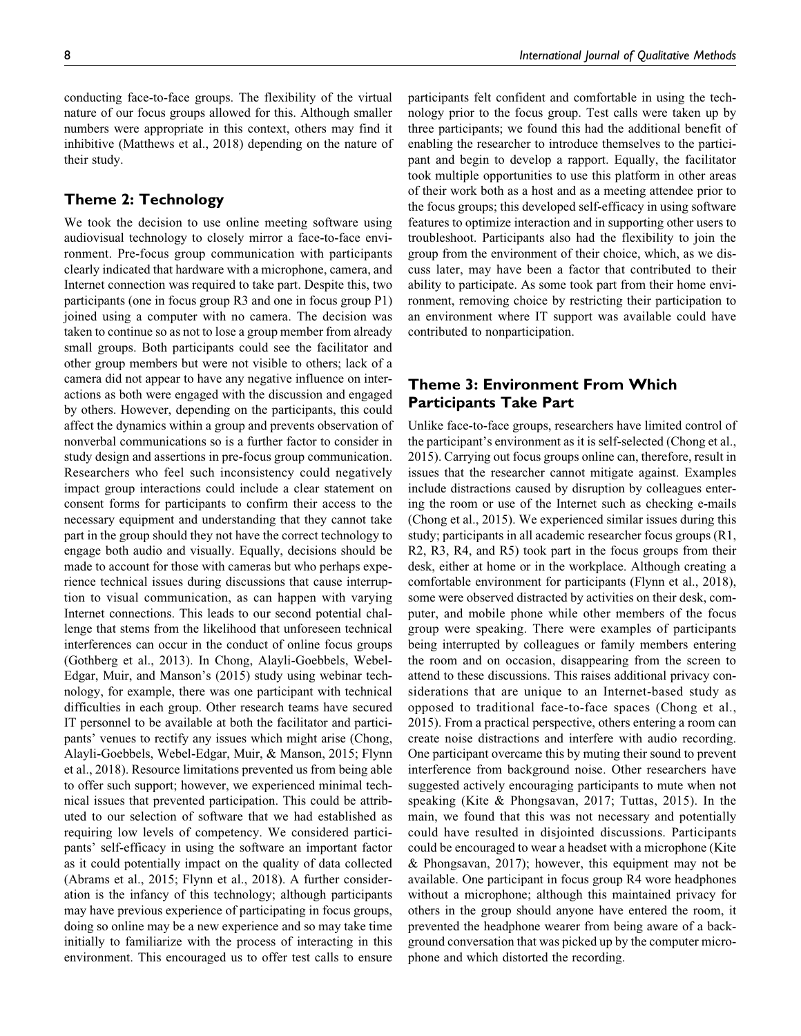conducting face-to-face groups. The flexibility of the virtual nature of our focus groups allowed for this. Although smaller numbers were appropriate in this context, others may find it inhibitive (Matthews et al., 2018) depending on the nature of their study.

## Theme 2: Technology

We took the decision to use online meeting software using audiovisual technology to closely mirror a face-to-face environment. Pre-focus group communication with participants clearly indicated that hardware with a microphone, camera, and Internet connection was required to take part. Despite this, two participants (one in focus group R3 and one in focus group P1) joined using a computer with no camera. The decision was taken to continue so as not to lose a group member from already small groups. Both participants could see the facilitator and other group members but were not visible to others; lack of a camera did not appear to have any negative influence on interactions as both were engaged with the discussion and engaged by others. However, depending on the participants, this could affect the dynamics within a group and prevents observation of nonverbal communications so is a further factor to consider in study design and assertions in pre-focus group communication. Researchers who feel such inconsistency could negatively impact group interactions could include a clear statement on consent forms for participants to confirm their access to the necessary equipment and understanding that they cannot take part in the group should they not have the correct technology to engage both audio and visually. Equally, decisions should be made to account for those with cameras but who perhaps experience technical issues during discussions that cause interruption to visual communication, as can happen with varying Internet connections. This leads to our second potential challenge that stems from the likelihood that unforeseen technical interferences can occur in the conduct of online focus groups (Gothberg et al., 2013). In Chong, Alayli-Goebbels, Webel-Edgar, Muir, and Manson's (2015) study using webinar technology, for example, there was one participant with technical difficulties in each group. Other research teams have secured IT personnel to be available at both the facilitator and participants' venues to rectify any issues which might arise (Chong, Alayli-Goebbels, Webel-Edgar, Muir, & Manson, 2015; Flynn et al., 2018). Resource limitations prevented us from being able to offer such support; however, we experienced minimal technical issues that prevented participation. This could be attributed to our selection of software that we had established as requiring low levels of competency. We considered participants' self-efficacy in using the software an important factor as it could potentially impact on the quality of data collected (Abrams et al., 2015; Flynn et al., 2018). A further consideration is the infancy of this technology; although participants may have previous experience of participating in focus groups, doing so online may be a new experience and so may take time initially to familiarize with the process of interacting in this environment. This encouraged us to offer test calls to ensure participants felt confident and comfortable in using the technology prior to the focus group. Test calls were taken up by three participants; we found this had the additional benefit of enabling the researcher to introduce themselves to the participant and begin to develop a rapport. Equally, the facilitator took multiple opportunities to use this platform in other areas of their work both as a host and as a meeting attendee prior to the focus groups; this developed self-efficacy in using software features to optimize interaction and in supporting other users to troubleshoot. Participants also had the flexibility to join the group from the environment of their choice, which, as we discuss later, may have been a factor that contributed to their ability to participate. As some took part from their home environment, removing choice by restricting their participation to an environment where IT support was available could have contributed to nonparticipation.

## Theme 3: Environment From Which Participants Take Part

Unlike face-to-face groups, researchers have limited control of the participant's environment as it is self-selected (Chong et al., 2015). Carrying out focus groups online can, therefore, result in issues that the researcher cannot mitigate against. Examples include distractions caused by disruption by colleagues entering the room or use of the Internet such as checking e-mails (Chong et al., 2015). We experienced similar issues during this study; participants in all academic researcher focus groups (R1, R2, R3, R4, and R5) took part in the focus groups from their desk, either at home or in the workplace. Although creating a comfortable environment for participants (Flynn et al., 2018), some were observed distracted by activities on their desk, computer, and mobile phone while other members of the focus group were speaking. There were examples of participants being interrupted by colleagues or family members entering the room and on occasion, disappearing from the screen to attend to these discussions. This raises additional privacy considerations that are unique to an Internet-based study as opposed to traditional face-to-face spaces (Chong et al., 2015). From a practical perspective, others entering a room can create noise distractions and interfere with audio recording. One participant overcame this by muting their sound to prevent interference from background noise. Other researchers have suggested actively encouraging participants to mute when not speaking (Kite & Phongsavan, 2017; Tuttas, 2015). In the main, we found that this was not necessary and potentially could have resulted in disjointed discussions. Participants could be encouraged to wear a headset with a microphone (Kite & Phongsavan, 2017); however, this equipment may not be available. One participant in focus group R4 wore headphones without a microphone; although this maintained privacy for others in the group should anyone have entered the room, it prevented the headphone wearer from being aware of a background conversation that was picked up by the computer microphone and which distorted the recording.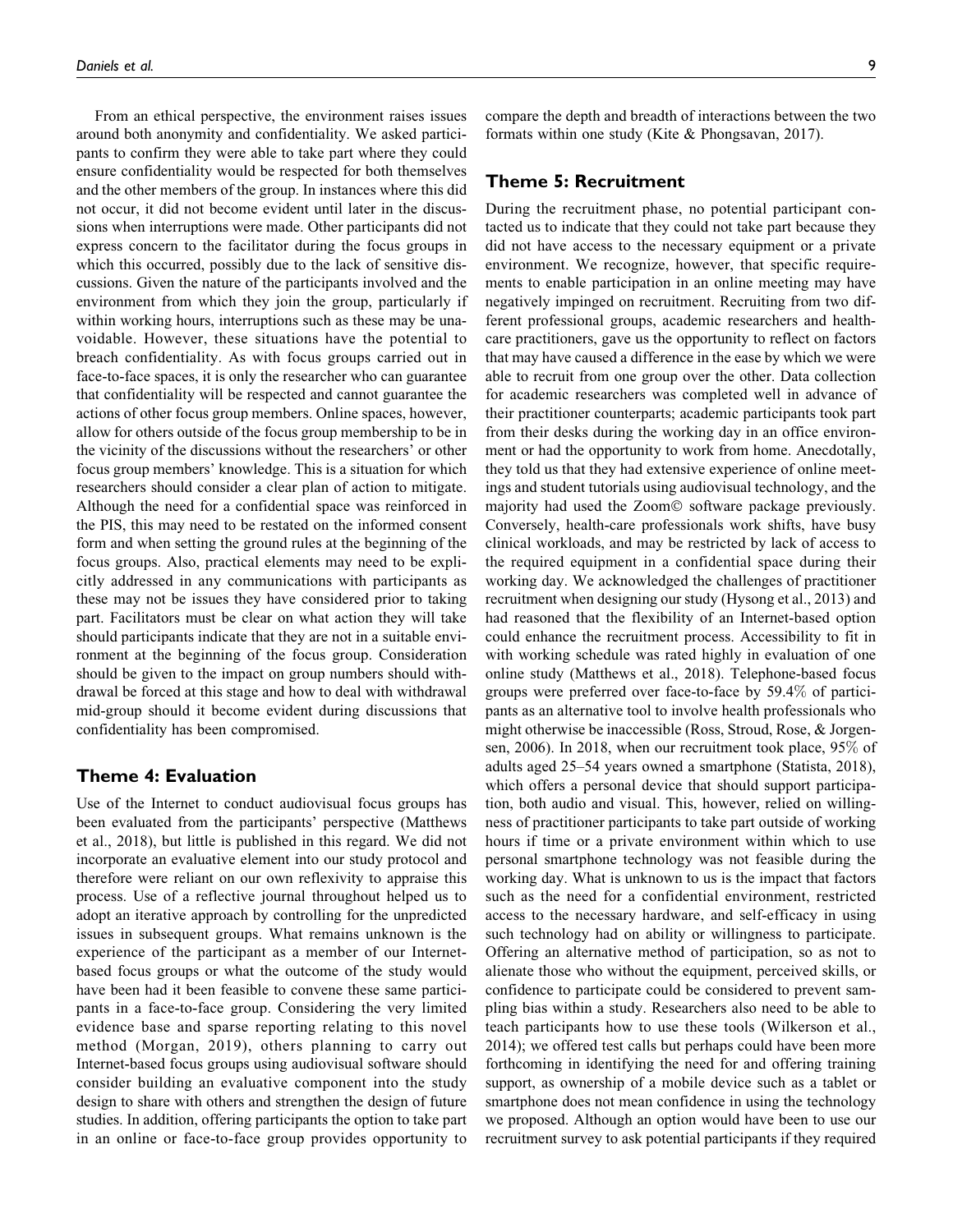From an ethical perspective, the environment raises issues around both anonymity and confidentiality. We asked participants to confirm they were able to take part where they could ensure confidentiality would be respected for both themselves and the other members of the group. In instances where this did not occur, it did not become evident until later in the discussions when interruptions were made. Other participants did not express concern to the facilitator during the focus groups in which this occurred, possibly due to the lack of sensitive discussions. Given the nature of the participants involved and the environment from which they join the group, particularly if within working hours, interruptions such as these may be unavoidable. However, these situations have the potential to breach confidentiality. As with focus groups carried out in face-to-face spaces, it is only the researcher who can guarantee that confidentiality will be respected and cannot guarantee the actions of other focus group members. Online spaces, however, allow for others outside of the focus group membership to be in the vicinity of the discussions without the researchers' or other focus group members' knowledge. This is a situation for which researchers should consider a clear plan of action to mitigate. Although the need for a confidential space was reinforced in the PIS, this may need to be restated on the informed consent form and when setting the ground rules at the beginning of the focus groups. Also, practical elements may need to be explicitly addressed in any communications with participants as these may not be issues they have considered prior to taking part. Facilitators must be clear on what action they will take should participants indicate that they are not in a suitable environment at the beginning of the focus group. Consideration should be given to the impact on group numbers should withdrawal be forced at this stage and how to deal with withdrawal mid-group should it become evident during discussions that confidentiality has been compromised.

## Theme 4: Evaluation

Use of the Internet to conduct audiovisual focus groups has been evaluated from the participants' perspective (Matthews et al., 2018), but little is published in this regard. We did not incorporate an evaluative element into our study protocol and therefore were reliant on our own reflexivity to appraise this process. Use of a reflective journal throughout helped us to adopt an iterative approach by controlling for the unpredicted issues in subsequent groups. What remains unknown is the experience of the participant as a member of our Internet-based focus groups or what the outcome of the study would have been had it been feasible to convene these same participants in a face-to-face group. Considering the very limited evidence base and sparse reporting relating to this novel method (Morgan, 2019), others planning to carry out Internet-based focus groups using audiovisual software should consider building an evaluative component into the study design to share with others and strengthen the design of future studies. In addition, offering participants the option to take part in an online or face-to-face group provides opportunity to compare the depth and breadth of interactions between the two formats within one study (Kite & Phongsavan, 2017).

## Theme 5: Recruitment

During the recruitment phase, no potential participant contacted us to indicate that they could not take part because they did not have access to the necessary equipment or a private environment. We recognize, however, that specific requirements to enable participation in an online meeting may have negatively impinged on recruitment. Recruiting from two different professional groups, academic researchers and health-care practitioners, gave us the opportunity to reflect on factors that may have caused a difference in the ease by which we were able to recruit from one group over the other. Data collection for academic researchers was completed well in advance of their practitioner counterparts; academic participants took part from their desks during the working day in an office environment or had the opportunity to work from home. Anecdotally, they told us that they had extensive experience of online meetings and student tutorials using audiovisual technology, and the majority had used the Zoom© software package previously. Conversely, health-care professionals work shifts, have busy clinical workloads, and may be restricted by lack of access to the required equipment in a confidential space during their working day. We acknowledged the challenges of practitioner recruitment when designing our study (Hysong et al., 2013) and had reasoned that the flexibility of an Internet-based option could enhance the recruitment process. Accessibility to fit in with working schedule was rated highly in evaluation of one online study (Matthews et al., 2018). Telephone-based focus groups were preferred over face-to-face by 59.4% of participants as an alternative tool to involve health professionals who might otherwise be inaccessible (Ross, Stroud, Rose, & Jorgensen, 2006). In 2018, when our recruitment took place, 95% of adults aged 25–54 years owned a smartphone (Statista, 2018), which offers a personal device that should support participation, both audio and visual. This, however, relied on willingness of practitioner participants to take part outside of working hours if time or a private environment within which to use personal smartphone technology was not feasible during the working day. What is unknown to us is the impact that factors such as the need for a confidential environment, restricted access to the necessary hardware, and self-efficacy in using such technology had on ability or willingness to participate. Offering an alternative method of participation, so as not to alienate those who without the equipment, perceived skills, or confidence to participate could be considered to prevent sampling bias within a study. Researchers also need to be able to teach participants how to use these tools (Wilkerson et al., 2014); we offered test calls but perhaps could have been more forthcoming in identifying the need for and offering training support, as ownership of a mobile device such as a tablet or smartphone does not mean confidence in using the technology we proposed. Although an option would have been to use our recruitment survey to ask potential participants if they required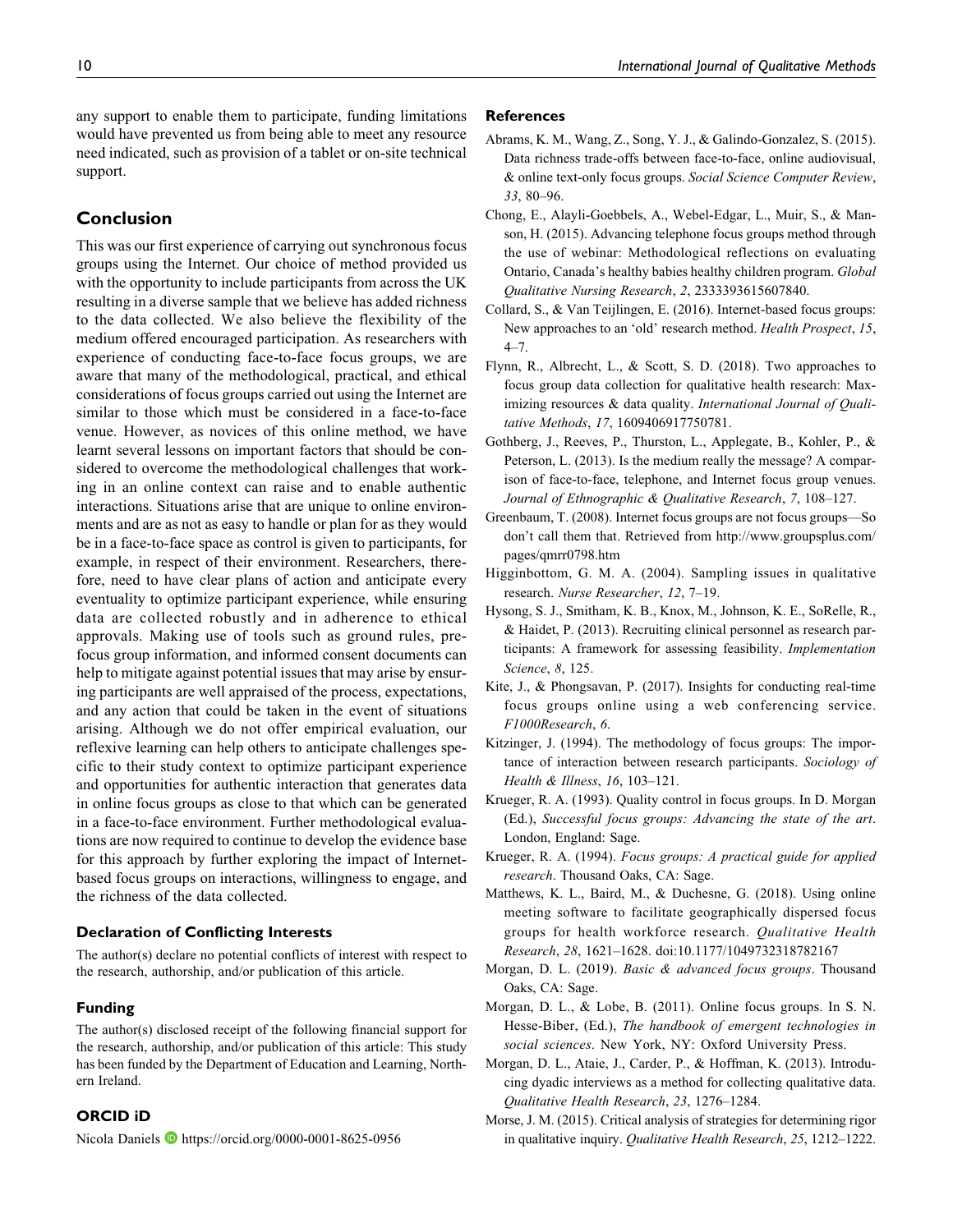any support to enable them to participate, funding limitations would have prevented us from being able to meet any resource need indicated, such as provision of a tablet or on-site technical support.

## Conclusion

This was our first experience of carrying out synchronous focus groups using the Internet. Our choice of method provided us with the opportunity to include participants from across the UK resulting in a diverse sample that we believe has added richness to the data collected. We also believe the flexibility of the medium offered encouraged participation. As researchers with experience of conducting face-to-face focus groups, we are aware that many of the methodological, practical, and ethical considerations of focus groups carried out using the Internet are similar to those which must be considered in a face-to-face venue. However, as novices of this online method, we have learnt several lessons on important factors that should be considered to overcome the methodological challenges that working in an online context can raise and to enable authentic interactions. Situations arise that are unique to online environments and are as not as easy to handle or plan for as they would be in a face-to-face space as control is given to participants, for example, in respect of their environment. Researchers, therefore, need to have clear plans of action and anticipate every eventuality to optimize participant experience, while ensuring data are collected robustly and in adherence to ethical approvals. Making use of tools such as ground rules, pre-focus group information, and informed consent documents can help to mitigate against potential issues that may arise by ensuring participants are well appraised of the process, expectations, and any action that could be taken in the event of situations arising. Although we do not offer empirical evaluation, our reflexive learning can help others to anticipate challenges specific to their study context to optimize participant experience and opportunities for authentic interaction that generates data in online focus groups as close to that which can be generated in a face-to-face environment. Further methodological evaluations are now required to continue to develop the evidence base for this approach by further exploring the impact of Internet-based focus groups on interactions, willingness to engage, and the richness of the data collected.

### Declaration of Conflicting Interests

The author(s) declare no potential conflicts of interest with respect to the research, authorship, and/or publication of this article.

### Funding

The author(s) disclosed receipt of the following financial support for the research, authorship, and/or publication of this article: This study has been funded by the Department of Education and Learning, Northern Ireland.

### ORCID iD

Nicola Daniels https://orcid.org/0000-0001-8625-0956

### References

Abrams, K. M., Wang, Z., Song, Y. J., & Galindo-Gonzalez, S. (2015). Data richness trade-offs between face-to-face, online audiovisual, & online text-only focus groups. *Social Science Computer Review*, *33*, 80–96.

Chong, E., Alayli-Goebbels, A., Webel-Edgar, L., Muir, S., & Manson, H. (2015). Advancing telephone focus groups method through the use of webinar: Methodological reflections on evaluating Ontario, Canada's healthy babies healthy children program. *Global Qualitative Nursing Research*, *2*, 2333393615607840.

Collard, S., & Van Teijlingen, E. (2016). Internet-based focus groups: New approaches to an 'old' research method. *Health Prospect*, *15*, 4–7.

Flynn, R., Albrecht, L., & Scott, S. D. (2018). Two approaches to focus group data collection for qualitative health research: Maximizing resources & data quality. *International Journal of Qualitative Methods*, *17*, 1609406917750781.

Gothberg, J., Reeves, P., Thurston, L., Applegate, B., Kohler, P., & Peterson, L. (2013). Is the medium really the message? A comparison of face-to-face, telephone, and Internet focus group venues. *Journal of Ethnographic & Qualitative Research*, *7*, 108–127.

Greenbaum, T. (2008). Internet focus groups are not focus groups—So don't call them that. Retrieved from http://www.groupsplus.com/pages/qmrr0798.htm

Higginbottom, G. M. A. (2004). Sampling issues in qualitative research. *Nurse Researcher*, *12*, 7–19.

Hysong, S. J., Smitham, K. B., Knox, M., Johnson, K. E., SoRelle, R., & Haidet, P. (2013). Recruiting clinical personnel as research participants: A framework for assessing feasibility. *Implementation Science*, *8*, 125.

Kite, J., & Phongsavan, P. (2017). Insights for conducting real-time focus groups online using a web conferencing service. *F1000Research*, *6*.

Kitzinger, J. (1994). The methodology of focus groups: The importance of interaction between research participants. *Sociology of Health & Illness*, *16*, 103–121.

Krueger, R. A. (1993). Quality control in focus groups. In D. Morgan (Ed.), *Successful focus groups: Advancing the state of the art*. London, England: Sage.

Krueger, R. A. (1994). *Focus groups: A practical guide for applied research*. Thousand Oaks, CA: Sage.

Matthews, K. L., Baird, M., & Duchesne, G. (2018). Using online meeting software to facilitate geographically dispersed focus groups for health workforce research. *Qualitative Health Research*, *28*, 1621–1628. doi:10.1177/1049732318782167

Morgan, D. L. (2019). *Basic & advanced focus groups*. Thousand Oaks, CA: Sage.

Morgan, D. L., & Lobe, B. (2011). Online focus groups. In S. N. Hesse-Biber, (Ed.), *The handbook of emergent technologies in social sciences*. New York, NY: Oxford University Press.

Morgan, D. L., Ataie, J., Carder, P., & Hoffman, K. (2013). Introducing dyadic interviews as a method for collecting qualitative data. *Qualitative Health Research*, *23*, 1276–1284.

Morse, J. M. (2015). Critical analysis of strategies for determining rigor in qualitative inquiry. *Qualitative Health Research*, *25*, 1212–1222.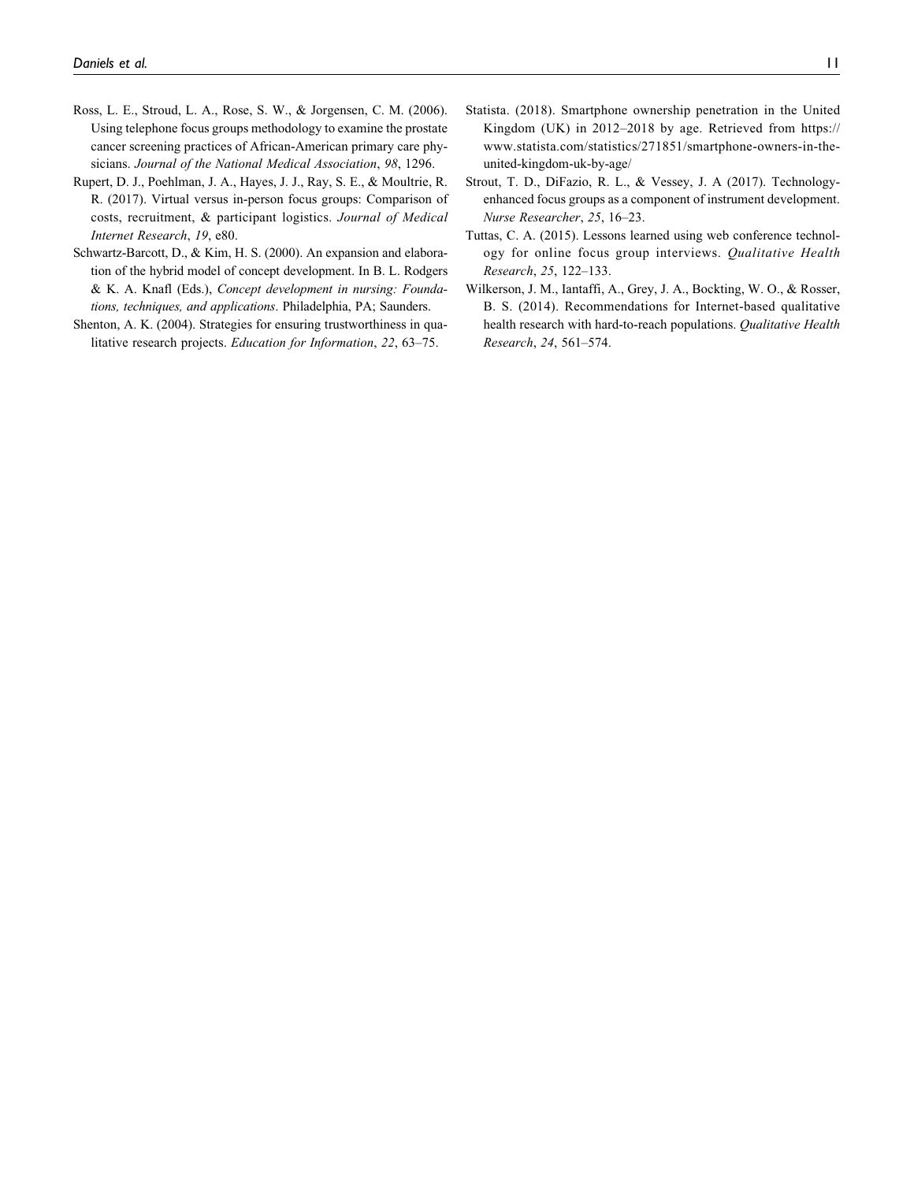Ross, L. E., Stroud, L. A., Rose, S. W., & Jorgensen, C. M. (2006). Using telephone focus groups methodology to examine the prostate cancer screening practices of African-American primary care physicians. *Journal of the National Medical Association*, *98*, 1296.

Rupert, D. J., Poehlman, J. A., Hayes, J. J., Ray, S. E., & Moultrie, R. R. (2017). Virtual versus in-person focus groups: Comparison of costs, recruitment, & participant logistics. *Journal of Medical Internet Research*, *19*, e80.

Schwartz-Barcott, D., & Kim, H. S. (2000). An expansion and elaboration of the hybrid model of concept development. In B. L. Rodgers & K. A. Knafl (Eds.), *Concept development in nursing: Foundations, techniques, and applications*. Philadelphia, PA; Saunders.

Shenton, A. K. (2004). Strategies for ensuring trustworthiness in qualitative research projects. *Education for Information*, *22*, 63–75.

Statista. (2018). Smartphone ownership penetration in the United Kingdom (UK) in 2012–2018 by age. Retrieved from https://www.statista.com/statistics/271851/smartphone-owners-in-the-united-kingdom-uk-by-age/

Strout, T. D., DiFazio, R. L., & Vessey, J. A (2017). Technology-enhanced focus groups as a component of instrument development. *Nurse Researcher*, *25*, 16–23.

Tuttas, C. A. (2015). Lessons learned using web conference technology for online focus group interviews. *Qualitative Health Research*, *25*, 122–133.

Wilkerson, J. M., Iantaffi, A., Grey, J. A., Bockting, W. O., & Rosser, B. S. (2014). Recommendations for Internet-based qualitative health research with hard-to-reach populations. *Qualitative Health Research*, *24*, 561–574.